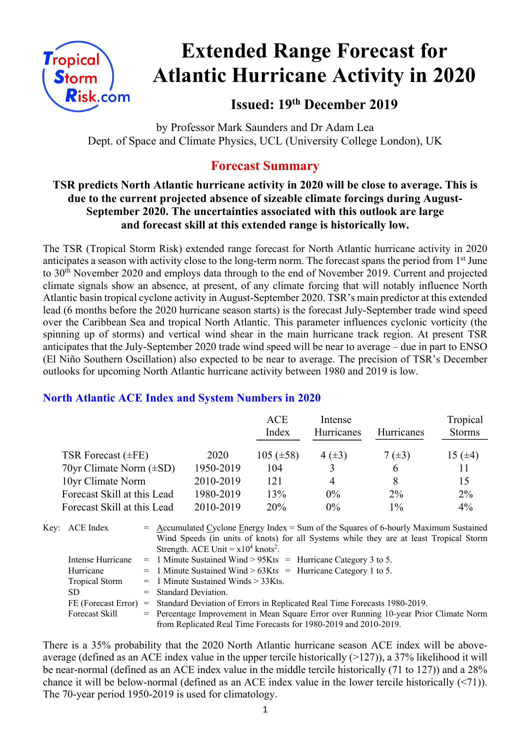# Extended Range Forecast for Atlantic Hurricane Activity in 2020

## Issued: 19th December 2019

by Professor Mark Saunders and Dr Adam Lea
Dept. of Space and Climate Physics, UCL (University College London), UK

## Forecast Summary

**TSR predicts North Atlantic hurricane activity in 2020 will be close to average. This is due to the current projected absence of sizeable climate forcings during August-September 2020. The uncertainties associated with this outlook are large and forecast skill at this extended range is historically low.**

The TSR (Tropical Storm Risk) extended range forecast for North Atlantic hurricane activity in 2020 anticipates a season with activity close to the long-term norm. The forecast spans the period from 1st June to 30th November 2020 and employs data through to the end of November 2019. Current and projected climate signals show an absence, at present, of any climate forcing that will notably influence North Atlantic basin tropical cyclone activity in August-September 2020. TSR's main predictor at this extended lead (6 months before the 2020 hurricane season starts) is the forecast July-September trade wind speed over the Caribbean Sea and tropical North Atlantic. This parameter influences cyclonic vorticity (the spinning up of storms) and vertical wind shear in the main hurricane track region. At present TSR anticipates that the July-September 2020 trade wind speed will be near to average – due in part to ENSO (El Niño Southern Oscillation) also expected to be near to average. The precision of TSR's December outlooks for upcoming North Atlantic hurricane activity between 1980 and 2019 is low.

### North Atlantic ACE Index and System Numbers in 2020

| | | ACE Index | Intense Hurricanes | Hurricanes | Tropical Storms |
|---|---|---|---|---|---|
| TSR Forecast (±FE) | 2020 | 105 (±58) | 4 (±3) | 7 (±3) | 15 (±4) |
| 70yr Climate Norm (±SD) | 1950-2019 | 104 | 3 | 6 | 11 |
| 10yr Climate Norm | 2010-2019 | 121 | 4 | 8 | 15 |
| Forecast Skill at this Lead | 1980-2019 | 13% | 0% | 2% | 2% |
| Forecast Skill at this Lead | 2010-2019 | 20% | 0% | 1% | 4% |

Key:
- ACE Index = Accumulated Cyclone Energy Index = Sum of the Squares of 6-hourly Maximum Sustained Wind Speeds (in units of knots) for all Systems while they are at least Tropical Storm Strength. ACE Unit = $x10^4$ knots$^2$.
- Intense Hurricane = 1 Minute Sustained Wind > 95Kts = Hurricane Category 3 to 5.
- Hurricane = 1 Minute Sustained Wind > 63Kts = Hurricane Category 1 to 5.
- Tropical Storm = 1 Minute Sustained Winds > 33Kts.
- SD = Standard Deviation.
- FE (Forecast Error) = Standard Deviation of Errors in Replicated Real Time Forecasts 1980-2019.
- Forecast Skill = Percentage Improvement in Mean Square Error over Running 10-year Prior Climate Norm from Replicated Real Time Forecasts for 1980-2019 and 2010-2019.

There is a 35% probability that the 2020 North Atlantic hurricane season ACE index will be above-average (defined as an ACE index value in the upper tercile historically (>127)), a 37% likelihood it will be near-normal (defined as an ACE index value in the middle tercile historically (71 to 127)) and a 28% chance it will be below-normal (defined as an ACE index value in the lower tercile historically (<71)). The 70-year period 1950-2019 is used for climatology.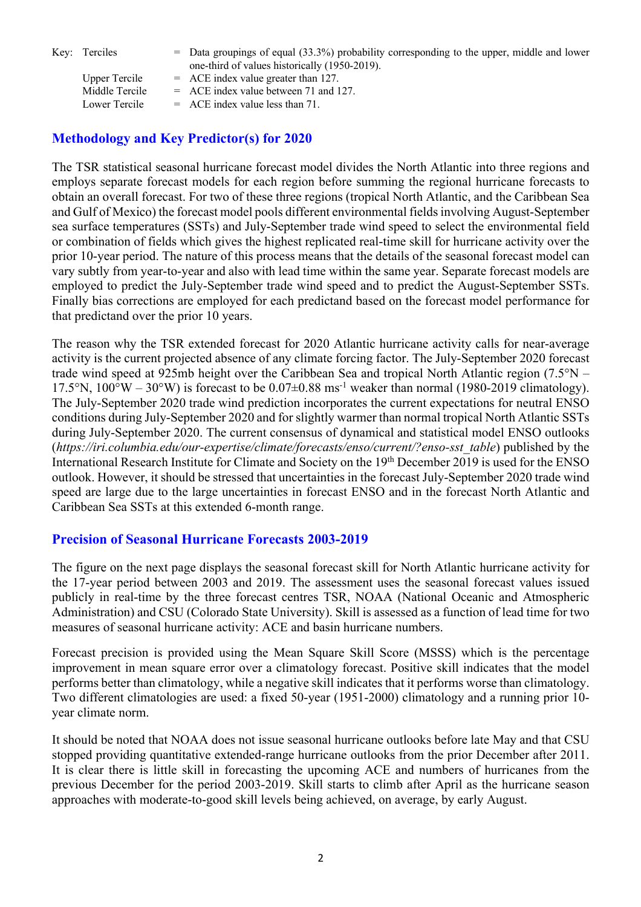Key: Terciles = Data groupings of equal (33.3%) probability corresponding to the upper, middle and lower one-third of values historically (1950-2019).

Upper Tercile = ACE index value greater than 127.

Middle Tercile = ACE index value between 71 and 127.

Lower Tercile = ACE index value less than 71.

## Methodology and Key Predictor(s) for 2020

The TSR statistical seasonal hurricane forecast model divides the North Atlantic into three regions and employs separate forecast models for each region before summing the regional hurricane forecasts to obtain an overall forecast. For two of these three regions (tropical North Atlantic, and the Caribbean Sea and Gulf of Mexico) the forecast model pools different environmental fields involving August-September sea surface temperatures (SSTs) and July-September trade wind speed to select the environmental field or combination of fields which gives the highest replicated real-time skill for hurricane activity over the prior 10-year period. The nature of this process means that the details of the seasonal forecast model can vary subtly from year-to-year and also with lead time within the same year. Separate forecast models are employed to predict the July-September trade wind speed and to predict the August-September SSTs. Finally bias corrections are employed for each predictand based on the forecast model performance for that predictand over the prior 10 years.

The reason why the TSR extended forecast for 2020 Atlantic hurricane activity calls for near-average activity is the current projected absence of any climate forcing factor. The July-September 2020 forecast trade wind speed at 925mb height over the Caribbean Sea and tropical North Atlantic region (7.5°N – 17.5°N, 100°W – 30°W) is forecast to be $0.07 \pm 0.88$ ms$^{-1}$ weaker than normal (1980-2019 climatology). The July-September 2020 trade wind prediction incorporates the current expectations for neutral ENSO conditions during July-September 2020 and for slightly warmer than normal tropical North Atlantic SSTs during July-September 2020. The current consensus of dynamical and statistical model ENSO outlooks (*https://iri.columbia.edu/our-expertise/climate/forecasts/enso/current/?enso-sst_table*) published by the International Research Institute for Climate and Society on the 19th December 2019 is used for the ENSO outlook. However, it should be stressed that uncertainties in the forecast July-September 2020 trade wind speed are large due to the large uncertainties in forecast ENSO and in the forecast North Atlantic and Caribbean Sea SSTs at this extended 6-month range.

## Precision of Seasonal Hurricane Forecasts 2003-2019

The figure on the next page displays the seasonal forecast skill for North Atlantic hurricane activity for the 17-year period between 2003 and 2019. The assessment uses the seasonal forecast values issued publicly in real-time by the three forecast centres TSR, NOAA (National Oceanic and Atmospheric Administration) and CSU (Colorado State University). Skill is assessed as a function of lead time for two measures of seasonal hurricane activity: ACE and basin hurricane numbers.

Forecast precision is provided using the Mean Square Skill Score (MSSS) which is the percentage improvement in mean square error over a climatology forecast. Positive skill indicates that the model performs better than climatology, while a negative skill indicates that it performs worse than climatology. Two different climatologies are used: a fixed 50-year (1951-2000) climatology and a running prior 10-year climate norm.

It should be noted that NOAA does not issue seasonal hurricane outlooks before late May and that CSU stopped providing quantitative extended-range hurricane outlooks from the prior December after 2011. It is clear there is little skill in forecasting the upcoming ACE and numbers of hurricanes from the previous December for the period 2003-2019. Skill starts to climb after April as the hurricane season approaches with moderate-to-good skill levels being achieved, on average, by early August.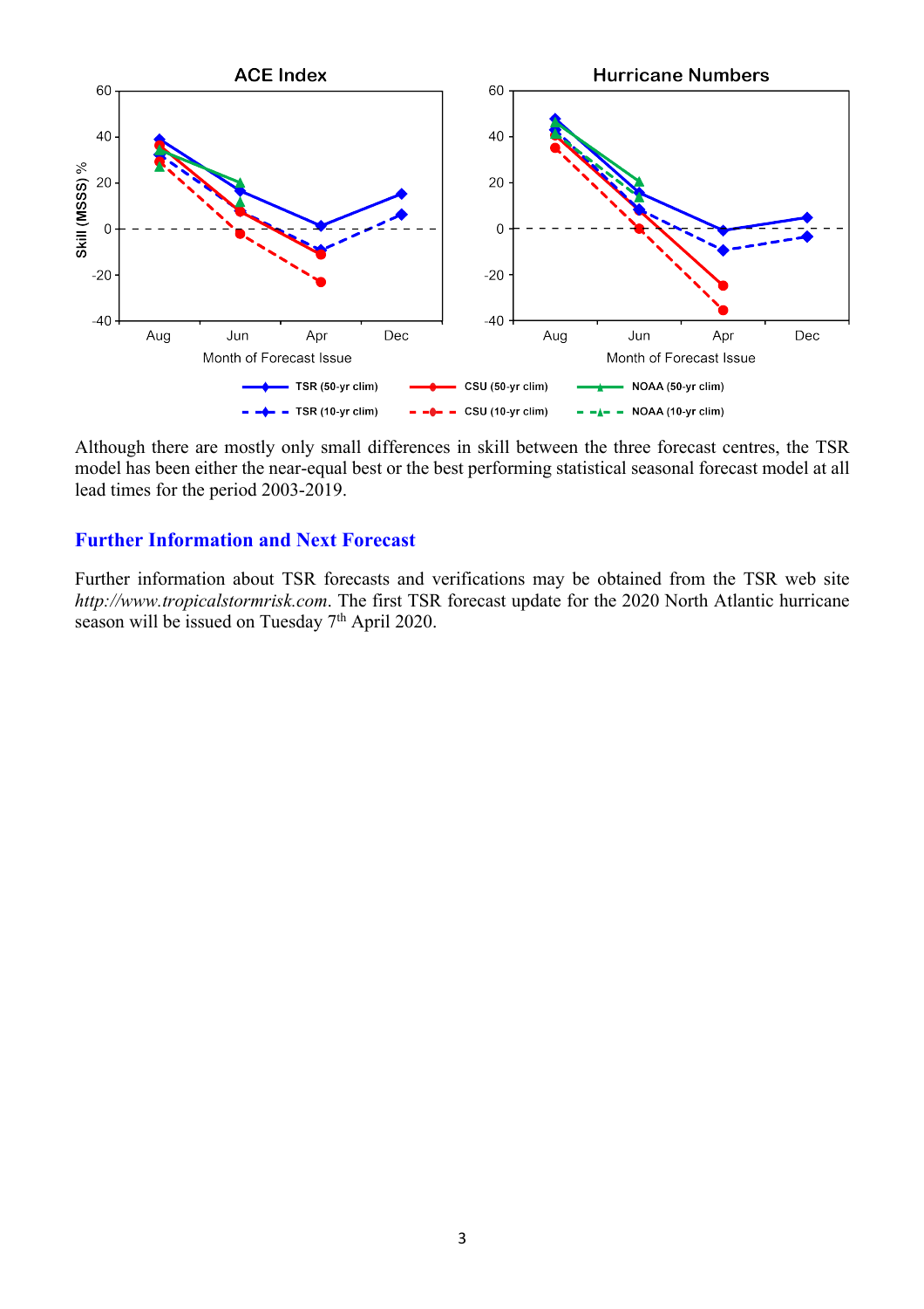ACE Index

Hurricane Numbers

Skill (MSSS) %

60
40
20
0
-20
-40

Aug Jun Apr Dec

Month of Forecast Issue

TSR (50-yr clim) CSU (50-yr clim) NOAA (50-yr clim)

TSR (10-yr clim) CSU (10-yr clim) NOAA (10-yr clim)

Although there are mostly only small differences in skill between the three forecast centres, the TSR model has been either the near-equal best or the best performing statistical seasonal forecast model at all lead times for the period 2003-2019.

## Further Information and Next Forecast

Further information about TSR forecasts and verifications may be obtained from the TSR web site *http://www.tropicalstormrisk.com*. The first TSR forecast update for the 2020 North Atlantic hurricane season will be issued on Tuesday 7th April 2020.